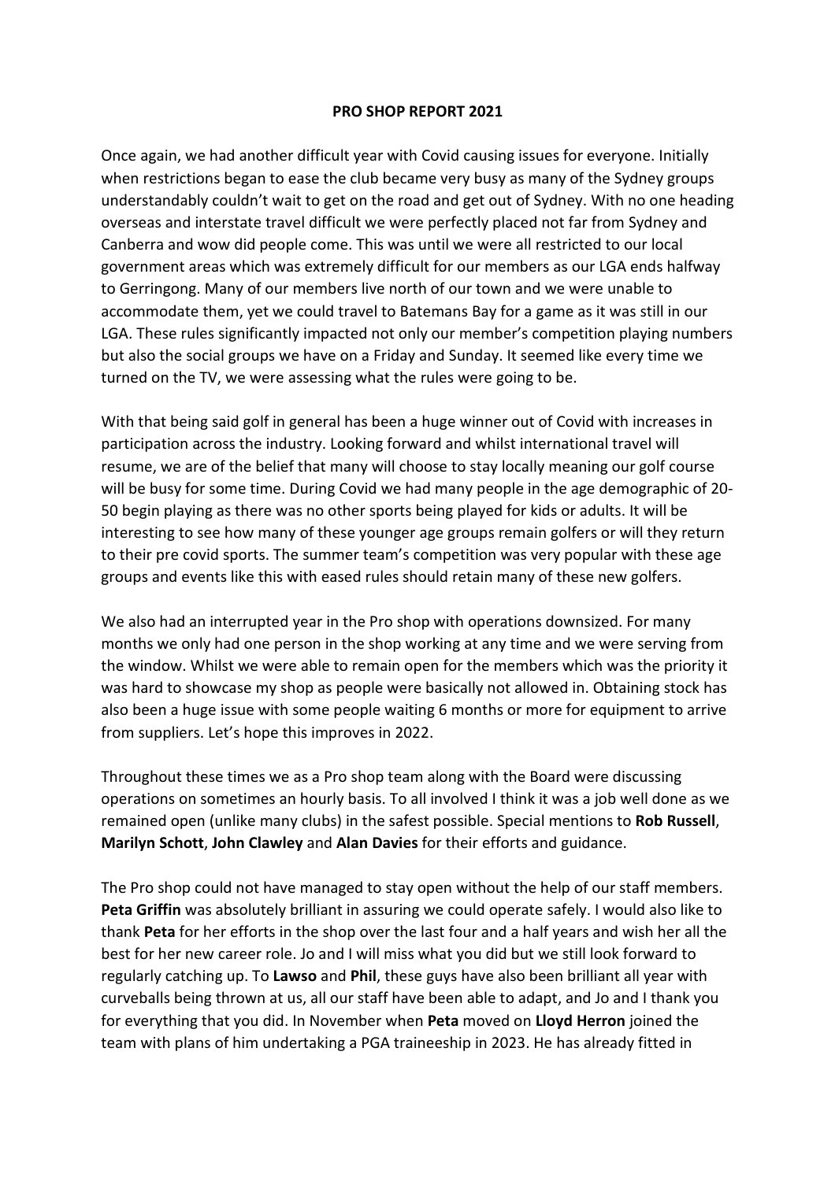**PRO SHOP REPORT 2021**

Once again, we had another difficult year with Covid causing issues for everyone. Initially when restrictions began to ease the club became very busy as many of the Sydney groups understandably couldn't wait to get on the road and get out of Sydney. With no one heading overseas and interstate travel difficult we were perfectly placed not far from Sydney and Canberra and wow did people come. This was until we were all restricted to our local government areas which was extremely difficult for our members as our LGA ends halfway to Gerringong. Many of our members live north of our town and we were unable to accommodate them, yet we could travel to Batemans Bay for a game as it was still in our LGA. These rules significantly impacted not only our member's competition playing numbers but also the social groups we have on a Friday and Sunday. It seemed like every time we turned on the TV, we were assessing what the rules were going to be.

With that being said golf in general has been a huge winner out of Covid with increases in participation across the industry. Looking forward and whilst international travel will resume, we are of the belief that many will choose to stay locally meaning our golf course will be busy for some time. During Covid we had many people in the age demographic of 20-50 begin playing as there was no other sports being played for kids or adults. It will be interesting to see how many of these younger age groups remain golfers or will they return to their pre covid sports. The summer team's competition was very popular with these age groups and events like this with eased rules should retain many of these new golfers.

We also had an interrupted year in the Pro shop with operations downsized. For many months we only had one person in the shop working at any time and we were serving from the window. Whilst we were able to remain open for the members which was the priority it was hard to showcase my shop as people were basically not allowed in. Obtaining stock has also been a huge issue with some people waiting 6 months or more for equipment to arrive from suppliers. Let's hope this improves in 2022.

Throughout these times we as a Pro shop team along with the Board were discussing operations on sometimes an hourly basis. To all involved I think it was a job well done as we remained open (unlike many clubs) in the safest possible. Special mentions to **Rob Russell**, **Marilyn Schott**, **John Clawley** and **Alan Davies** for their efforts and guidance.

The Pro shop could not have managed to stay open without the help of our staff members. **Peta Griffin** was absolutely brilliant in assuring we could operate safely. I would also like to thank **Peta** for her efforts in the shop over the last four and a half years and wish her all the best for her new career role. Jo and I will miss what you did but we still look forward to regularly catching up. To **Lawso** and **Phil**, these guys have also been brilliant all year with curveballs being thrown at us, all our staff have been able to adapt, and Jo and I thank you for everything that you did. In November when **Peta** moved on **Lloyd Herron** joined the team with plans of him undertaking a PGA traineeship in 2023. He has already fitted in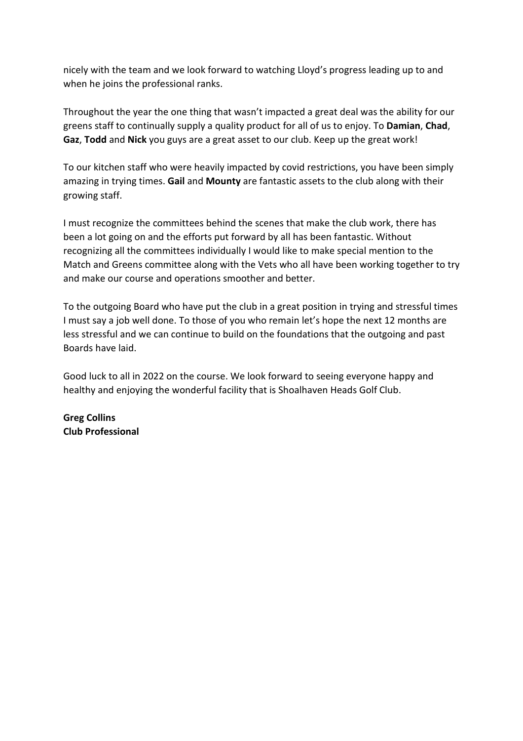nicely with the team and we look forward to watching Lloyd's progress leading up to and when he joins the professional ranks.

Throughout the year the one thing that wasn't impacted a great deal was the ability for our greens staff to continually supply a quality product for all of us to enjoy. To **Damian**, **Chad**, **Gaz**, **Todd** and **Nick** you guys are a great asset to our club. Keep up the great work!

To our kitchen staff who were heavily impacted by covid restrictions, you have been simply amazing in trying times. **Gail** and **Mounty** are fantastic assets to the club along with their growing staff.

I must recognize the committees behind the scenes that make the club work, there has been a lot going on and the efforts put forward by all has been fantastic. Without recognizing all the committees individually I would like to make special mention to the Match and Greens committee along with the Vets who all have been working together to try and make our course and operations smoother and better.

To the outgoing Board who have put the club in a great position in trying and stressful times I must say a job well done. To those of you who remain let's hope the next 12 months are less stressful and we can continue to build on the foundations that the outgoing and past Boards have laid.

Good luck to all in 2022 on the course. We look forward to seeing everyone happy and healthy and enjoying the wonderful facility that is Shoalhaven Heads Golf Club.

**Greg Collins**
**Club Professional**